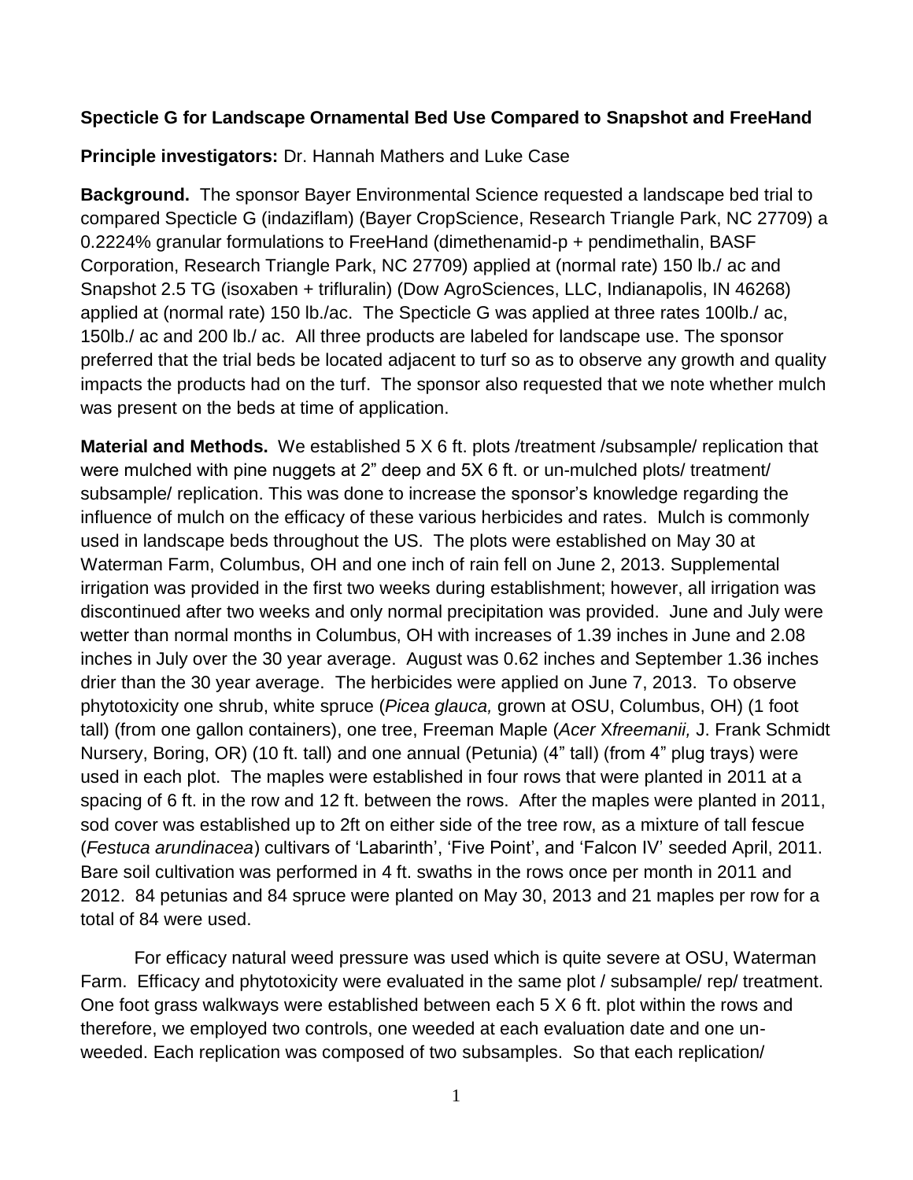**Specticle G for Landscape Ornamental Bed Use Compared to Snapshot and FreeHand**

**Principle investigators:** Dr. Hannah Mathers and Luke Case

**Background.** The sponsor Bayer Environmental Science requested a landscape bed trial to compared Specticle G (indaziflam) (Bayer CropScience, Research Triangle Park, NC 27709) a 0.2224% granular formulations to FreeHand (dimethenamid-p + pendimethalin, BASF Corporation, Research Triangle Park, NC 27709) applied at (normal rate) 150 lb./ ac and Snapshot 2.5 TG (isoxaben + trifluralin) (Dow AgroSciences, LLC, Indianapolis, IN 46268) applied at (normal rate) 150 lb./ac. The Specticle G was applied at three rates 100lb./ ac, 150lb./ ac and 200 lb./ ac. All three products are labeled for landscape use. The sponsor preferred that the trial beds be located adjacent to turf so as to observe any growth and quality impacts the products had on the turf. The sponsor also requested that we note whether mulch was present on the beds at time of application.

**Material and Methods.** We established 5 X 6 ft. plots /treatment /subsample/ replication that were mulched with pine nuggets at 2" deep and 5X 6 ft. or un-mulched plots/ treatment/ subsample/ replication. This was done to increase the sponsor's knowledge regarding the influence of mulch on the efficacy of these various herbicides and rates. Mulch is commonly used in landscape beds throughout the US. The plots were established on May 30 at Waterman Farm, Columbus, OH and one inch of rain fell on June 2, 2013. Supplemental irrigation was provided in the first two weeks during establishment; however, all irrigation was discontinued after two weeks and only normal precipitation was provided. June and July were wetter than normal months in Columbus, OH with increases of 1.39 inches in June and 2.08 inches in July over the 30 year average. August was 0.62 inches and September 1.36 inches drier than the 30 year average. The herbicides were applied on June 7, 2013. To observe phytotoxicity one shrub, white spruce (*Picea glauca,* grown at OSU, Columbus, OH) (1 foot tall) (from one gallon containers), one tree, Freeman Maple (*Acer* X*freemanii,* J. Frank Schmidt Nursery, Boring, OR) (10 ft. tall) and one annual (Petunia) (4" tall) (from 4" plug trays) were used in each plot. The maples were established in four rows that were planted in 2011 at a spacing of 6 ft. in the row and 12 ft. between the rows. After the maples were planted in 2011, sod cover was established up to 2ft on either side of the tree row, as a mixture of tall fescue (*Festuca arundinacea*) cultivars of 'Labarinth', 'Five Point', and 'Falcon IV' seeded April, 2011. Bare soil cultivation was performed in 4 ft. swaths in the rows once per month in 2011 and 2012. 84 petunias and 84 spruce were planted on May 30, 2013 and 21 maples per row for a total of 84 were used.

For efficacy natural weed pressure was used which is quite severe at OSU, Waterman Farm. Efficacy and phytotoxicity were evaluated in the same plot / subsample/ rep/ treatment. One foot grass walkways were established between each 5 X 6 ft. plot within the rows and therefore, we employed two controls, one weeded at each evaluation date and one un-weeded. Each replication was composed of two subsamples. So that each replication/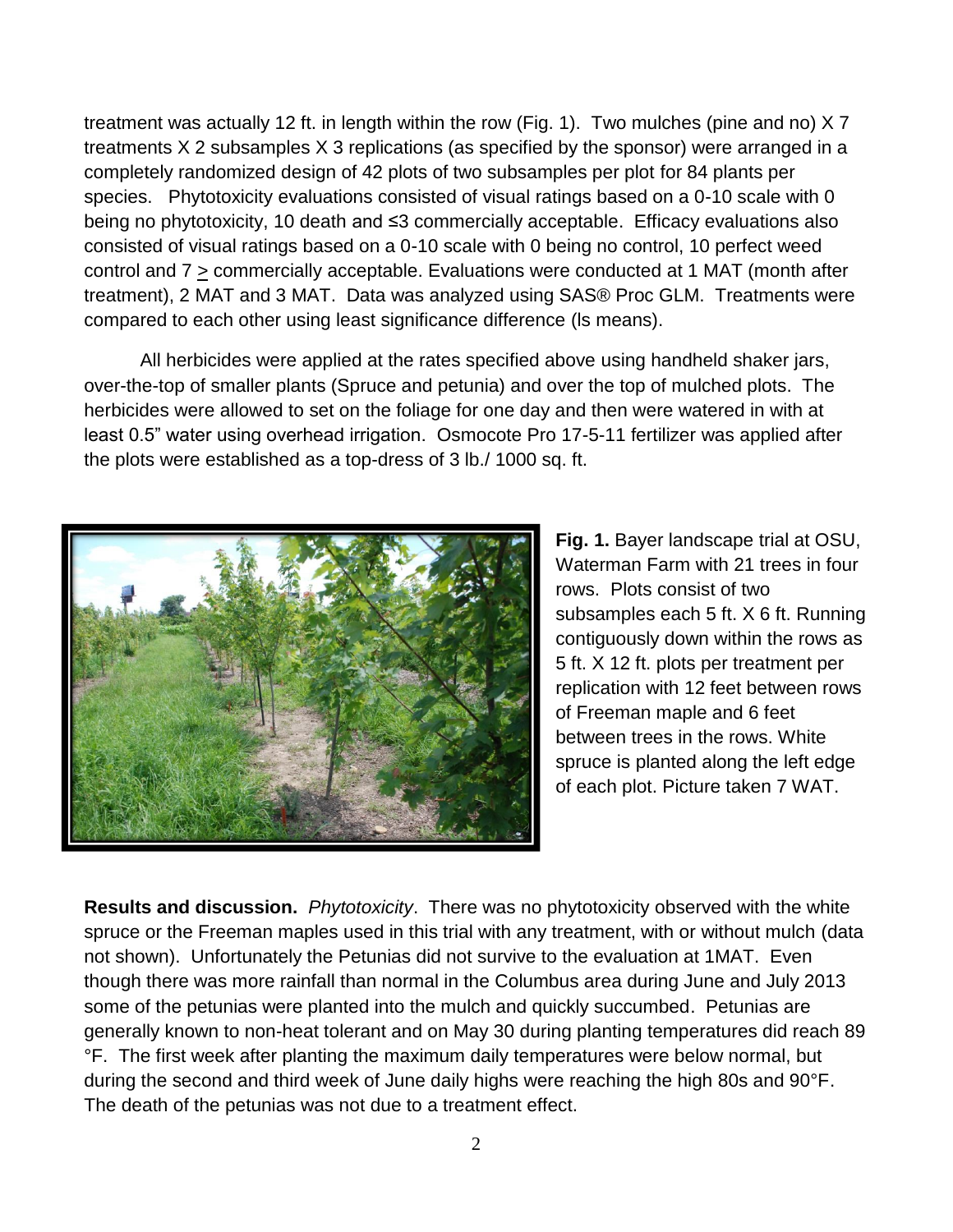treatment was actually 12 ft. in length within the row (Fig. 1). Two mulches (pine and no) X 7 treatments X 2 subsamples X 3 replications (as specified by the sponsor) were arranged in a completely randomized design of 42 plots of two subsamples per plot for 84 plants per species. Phytotoxicity evaluations consisted of visual ratings based on a 0-10 scale with 0 being no phytotoxicity, 10 death and ≤3 commercially acceptable. Efficacy evaluations also consisted of visual ratings based on a 0-10 scale with 0 being no control, 10 perfect weed control and 7 ≥ commercially acceptable. Evaluations were conducted at 1 MAT (month after treatment), 2 MAT and 3 MAT. Data was analyzed using SAS® Proc GLM. Treatments were compared to each other using least significance difference (ls means).

All herbicides were applied at the rates specified above using handheld shaker jars, over-the-top of smaller plants (Spruce and petunia) and over the top of mulched plots. The herbicides were allowed to set on the foliage for one day and then were watered in with at least 0.5" water using overhead irrigation. Osmocote Pro 17-5-11 fertilizer was applied after the plots were established as a top-dress of 3 lb./ 1000 sq. ft.

**Fig. 1.** Bayer landscape trial at OSU, Waterman Farm with 21 trees in four rows. Plots consist of two subsamples each 5 ft. X 6 ft. Running contiguously down within the rows as 5 ft. X 12 ft. plots per treatment per replication with 12 feet between rows of Freeman maple and 6 feet between trees in the rows. White spruce is planted along the left edge of each plot. Picture taken 7 WAT.

**Results and discussion.** *Phytotoxicity*. There was no phytotoxicity observed with the white spruce or the Freeman maples used in this trial with any treatment, with or without mulch (data not shown). Unfortunately the Petunias did not survive to the evaluation at 1MAT. Even though there was more rainfall than normal in the Columbus area during June and July 2013 some of the petunias were planted into the mulch and quickly succumbed. Petunias are generally known to non-heat tolerant and on May 30 during planting temperatures did reach 89 °F. The first week after planting the maximum daily temperatures were below normal, but during the second and third week of June daily highs were reaching the high 80s and 90°F. The death of the petunias was not due to a treatment effect.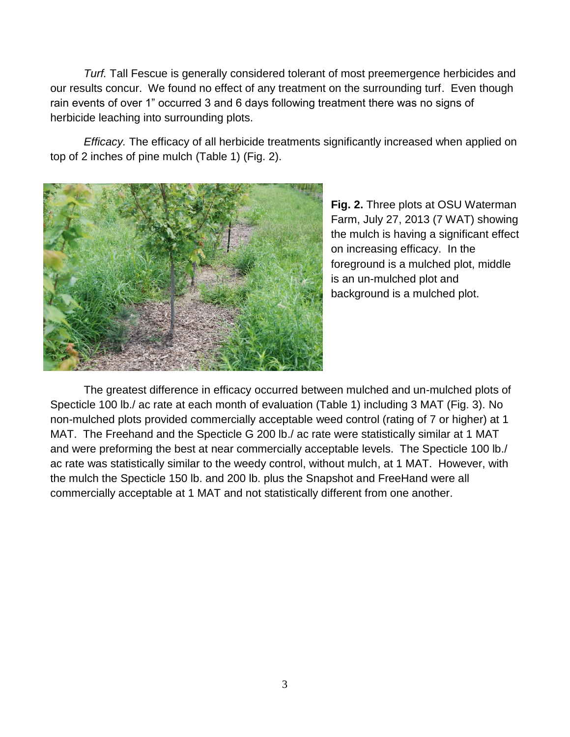*Turf.* Tall Fescue is generally considered tolerant of most preemergence herbicides and our results concur. We found no effect of any treatment on the surrounding turf. Even though rain events of over 1" occurred 3 and 6 days following treatment there was no signs of herbicide leaching into surrounding plots.

*Efficacy.* The efficacy of all herbicide treatments significantly increased when applied on top of 2 inches of pine mulch (Table 1) (Fig. 2).

**Fig. 2.** Three plots at OSU Waterman Farm, July 27, 2013 (7 WAT) showing the mulch is having a significant effect on increasing efficacy. In the foreground is a mulched plot, middle is an un-mulched plot and background is a mulched plot.

The greatest difference in efficacy occurred between mulched and un-mulched plots of Specticle 100 lb./ ac rate at each month of evaluation (Table 1) including 3 MAT (Fig. 3). No non-mulched plots provided commercially acceptable weed control (rating of 7 or higher) at 1 MAT. The Freehand and the Specticle G 200 lb./ ac rate were statistically similar at 1 MAT and were preforming the best at near commercially acceptable levels. The Specticle 100 lb./ ac rate was statistically similar to the weedy control, without mulch, at 1 MAT. However, with the mulch the Specticle 150 lb. and 200 lb. plus the Snapshot and FreeHand were all commercially acceptable at 1 MAT and not statistically different from one another.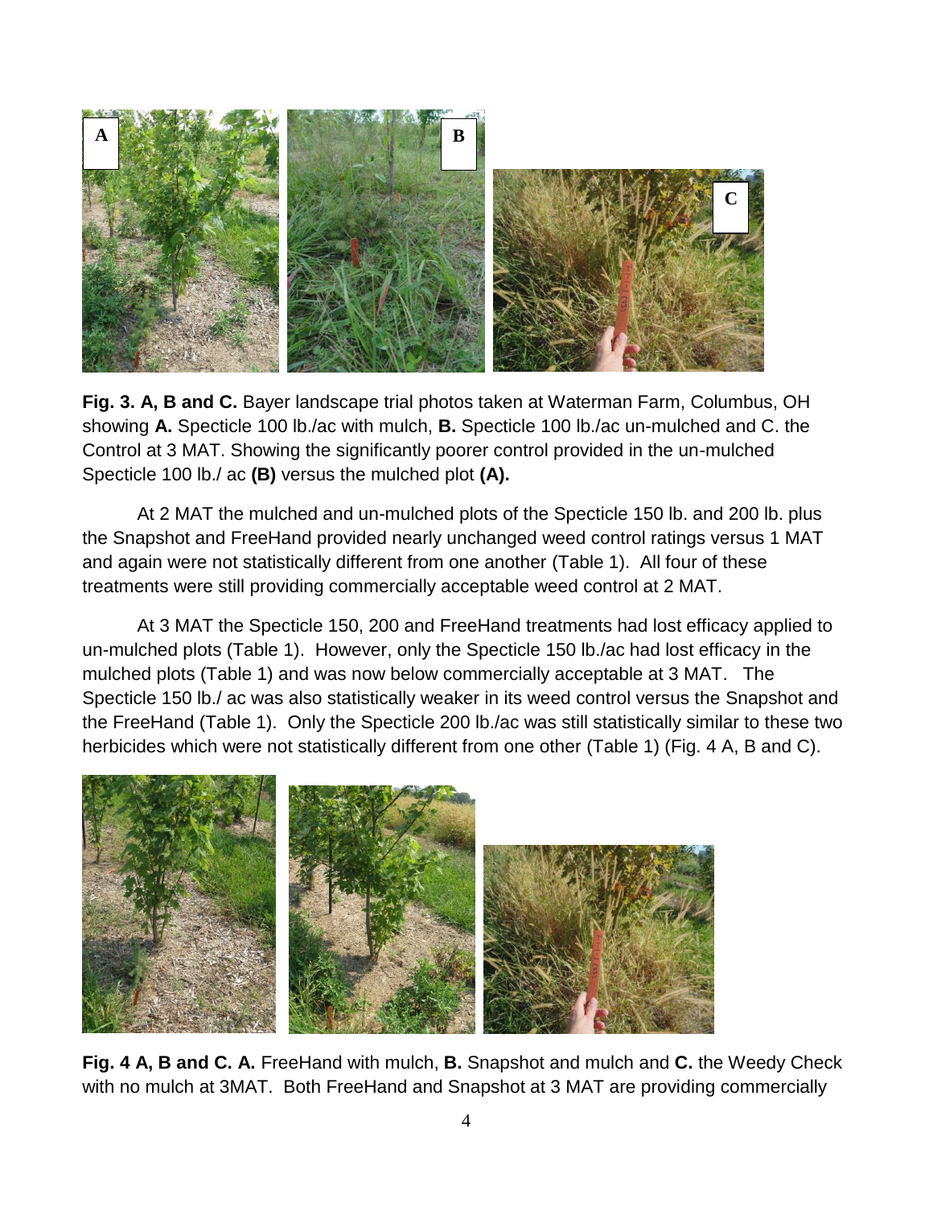**Fig. 3. A, B and C.** Bayer landscape trial photos taken at Waterman Farm, Columbus, OH showing **A.** Specticle 100 lb./ac with mulch, **B.** Specticle 100 lb./ac un-mulched and C. the Control at 3 MAT. Showing the significantly poorer control provided in the un-mulched Specticle 100 lb./ ac **(B)** versus the mulched plot **(A).**

At 2 MAT the mulched and un-mulched plots of the Specticle 150 lb. and 200 lb. plus the Snapshot and FreeHand provided nearly unchanged weed control ratings versus 1 MAT and again were not statistically different from one another (Table 1). All four of these treatments were still providing commercially acceptable weed control at 2 MAT.

At 3 MAT the Specticle 150, 200 and FreeHand treatments had lost efficacy applied to un-mulched plots (Table 1). However, only the Specticle 150 lb./ac had lost efficacy in the mulched plots (Table 1) and was now below commercially acceptable at 3 MAT. The Specticle 150 lb./ ac was also statistically weaker in its weed control versus the Snapshot and the FreeHand (Table 1). Only the Specticle 200 lb./ac was still statistically similar to these two herbicides which were not statistically different from one other (Table 1) (Fig. 4 A, B and C).

**Fig. 4 A, B and C. A.** FreeHand with mulch, **B.** Snapshot and mulch and **C.** the Weedy Check with no mulch at 3MAT. Both FreeHand and Snapshot at 3 MAT are providing commercially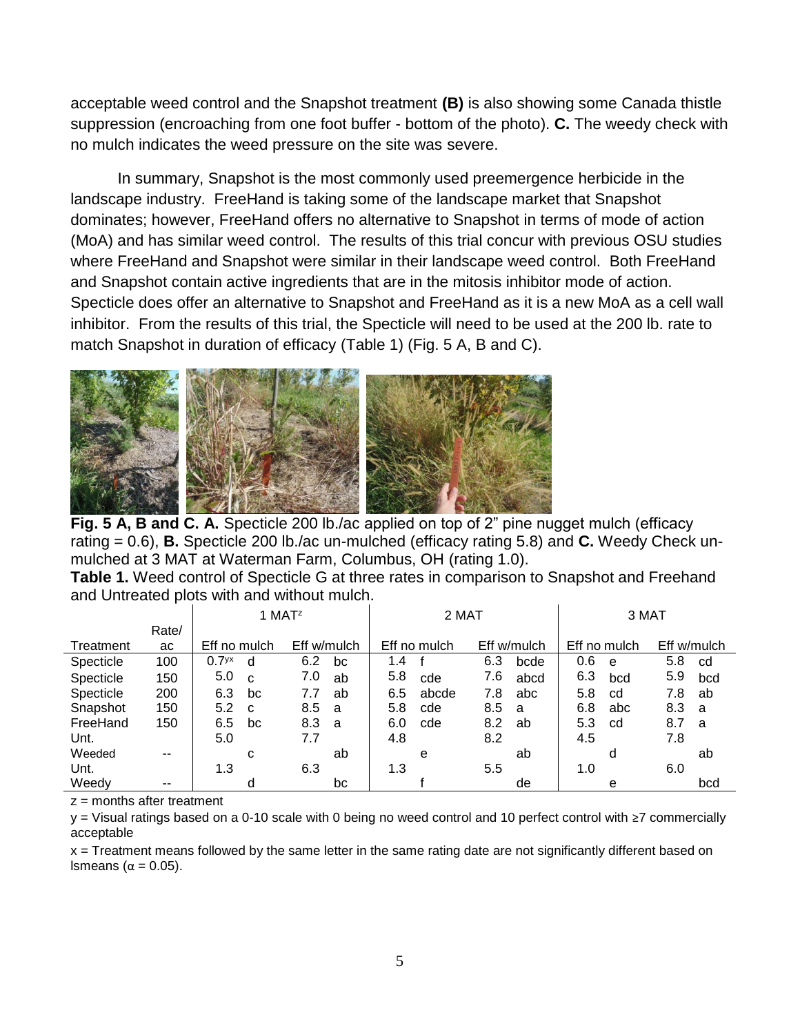acceptable weed control and the Snapshot treatment **(B)** is also showing some Canada thistle suppression (encroaching from one foot buffer - bottom of the photo). **C.** The weedy check with no mulch indicates the weed pressure on the site was severe.

In summary, Snapshot is the most commonly used preemergence herbicide in the landscape industry. FreeHand is taking some of the landscape market that Snapshot dominates; however, FreeHand offers no alternative to Snapshot in terms of mode of action (MoA) and has similar weed control. The results of this trial concur with previous OSU studies where FreeHand and Snapshot were similar in their landscape weed control. Both FreeHand and Snapshot contain active ingredients that are in the mitosis inhibitor mode of action. Specticle does offer an alternative to Snapshot and FreeHand as it is a new MoA as a cell wall inhibitor. From the results of this trial, the Specticle will need to be used at the 200 lb. rate to match Snapshot in duration of efficacy (Table 1) (Fig. 5 A, B and C).

**Fig. 5 A, B and C. A.** Specticle 200 lb./ac applied on top of 2" pine nugget mulch (efficacy rating = 0.6), **B.** Specticle 200 lb./ac un-mulched (efficacy rating 5.8) and **C.** Weedy Check un-mulched at 3 MAT at Waterman Farm, Columbus, OH (rating 1.0).

**Table 1.** Weed control of Specticle G at three rates in comparison to Snapshot and Freehand and Untreated plots with and without mulch.

| | | 1 MAT[z] | | | | 2 MAT | | | | 3 MAT | | | |
|---|---|---|---|---|---|---|---|---|---|---|---|---|---|
| Treatment | Rate/ ac | Eff no mulch | | Eff w/mulch | | Eff no mulch | | Eff w/mulch | | Eff no mulch | | Eff w/mulch | |
| Specticle | 100 | 0.7[yx] | d | 6.2 | bc | 1.4 | f | 6.3 | bcde | 0.6 | e | 5.8 | cd |
| Specticle | 150 | 5.0 | c | 7.0 | ab | 5.8 | cde | 7.6 | abcd | 6.3 | bcd | 5.9 | bcd |
| Specticle | 200 | 6.3 | bc | 7.7 | ab | 6.5 | abcde | 7.8 | abc | 5.8 | cd | 7.8 | ab |
| Snapshot | 150 | 5.2 | c | 8.5 | a | 5.8 | cde | 8.5 | a | 6.8 | abc | 8.3 | a |
| FreeHand | 150 | 6.5 | bc | 8.3 | a | 6.0 | cde | 8.2 | ab | 5.3 | cd | 8.7 | a |
| Unt. Weeded | -- | 5.0 | c | 7.7 | ab | 4.8 | e | 8.2 | ab | 4.5 | d | 7.8 | ab |
| Unt. Weedy | -- | 1.3 | d | 6.3 | bc | 1.3 | f | 5.5 | de | 1.0 | e | 6.0 | bcd |

z = months after treatment

y = Visual ratings based on a 0-10 scale with 0 being no weed control and 10 perfect control with ≥7 commercially acceptable

x = Treatment means followed by the same letter in the same rating date are not significantly different based on lsmeans ($\alpha = 0.05$).